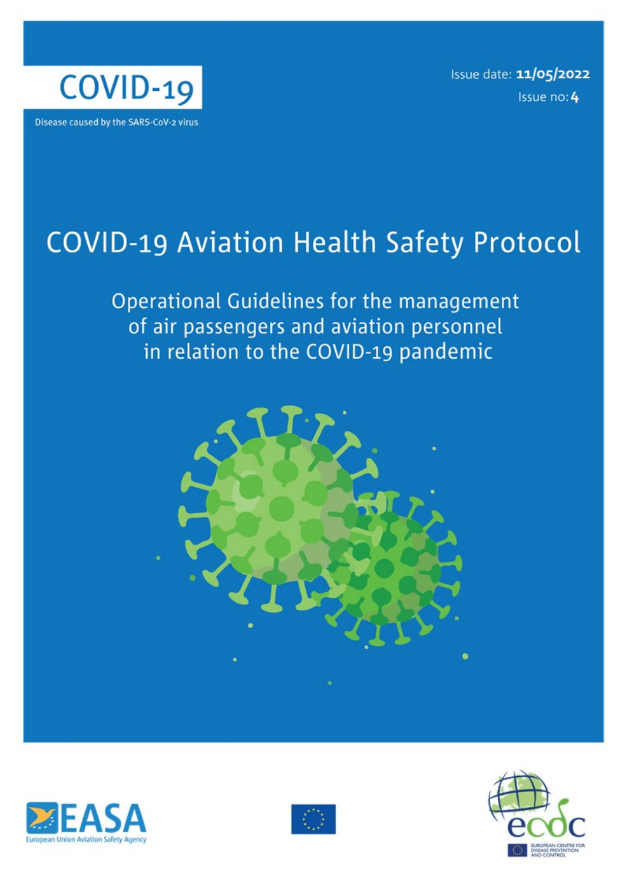COVID-19

Disease caused by the SARS-CoV-2 virus

Issue date: **11/05/2022**

Issue no: **4**

# COVID-19 Aviation Health Safety Protocol

## Operational Guidelines for the management of air passengers and aviation personnel in relation to the COVID-19 pandemic

EASA
European Union Aviation Safety Agency

ecdc
EUROPEAN CENTRE FOR DISEASE PREVENTION AND CONTROL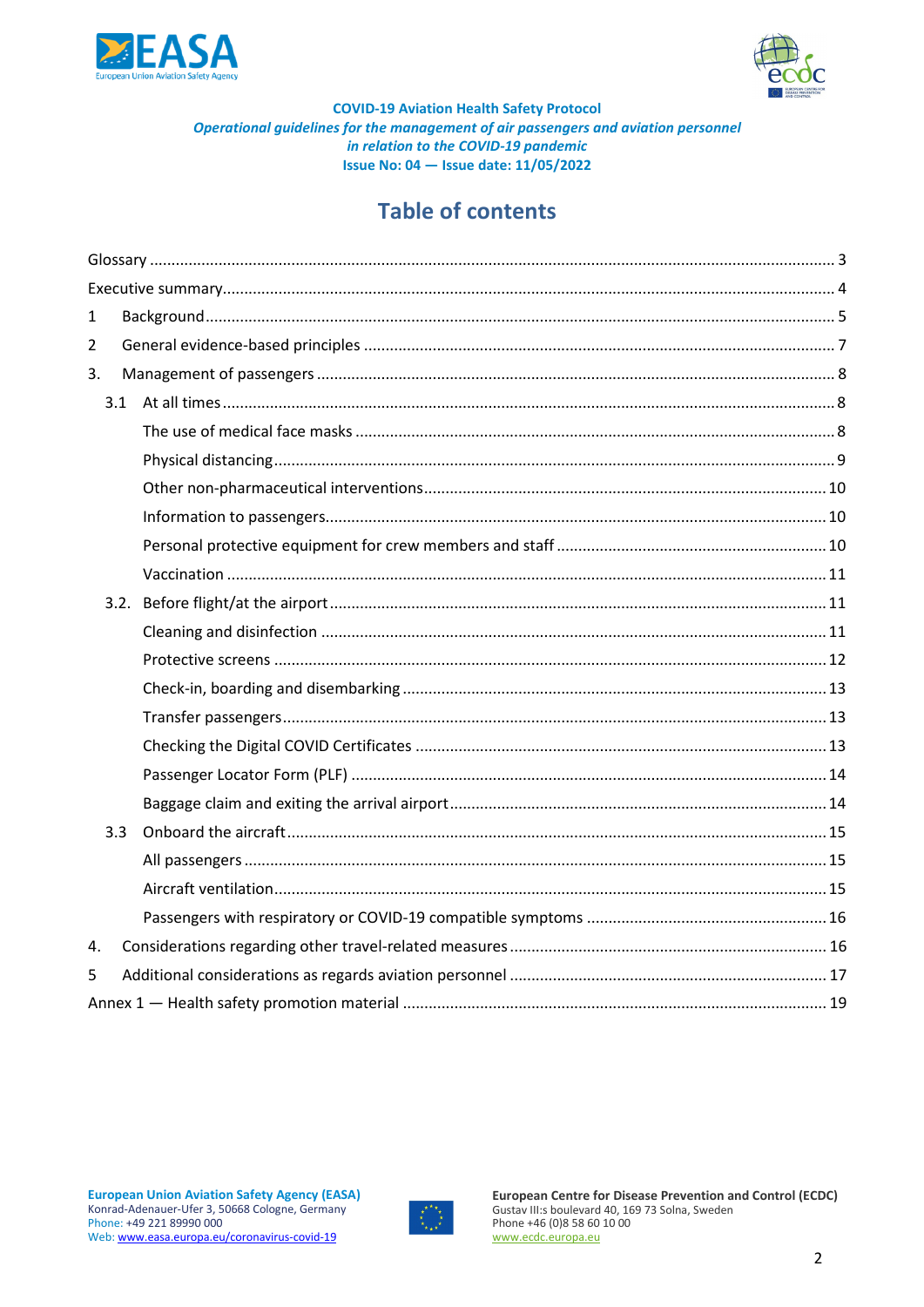**COVID-19 Aviation Health Safety Protocol**

***Operational guidelines for the management of air passengers and aviation personnel in relation to the COVID-19 pandemic***

**Issue No: 04 — Issue date: 11/05/2022**

# Table of contents

Glossary ..... 3

Executive summary ..... 4

1 Background ..... 5

2 General evidence-based principles ..... 7

3. Management of passengers ..... 8

- 3.1 At all times ..... 8
  - The use of medical face masks ..... 8
  - Physical distancing ..... 9
  - Other non-pharmaceutical interventions ..... 10
  - Information to passengers ..... 10
  - Personal protective equipment for crew members and staff ..... 10
  - Vaccination ..... 11
- 3.2. Before flight/at the airport ..... 11
  - Cleaning and disinfection ..... 11
  - Protective screens ..... 12
  - Check-in, boarding and disembarking ..... 13
  - Transfer passengers ..... 13
  - Checking the Digital COVID Certificates ..... 13
  - Passenger Locator Form (PLF) ..... 14
  - Baggage claim and exiting the arrival airport ..... 14
- 3.3 Onboard the aircraft ..... 15
  - All passengers ..... 15
  - Aircraft ventilation ..... 15
  - Passengers with respiratory or COVID-19 compatible symptoms ..... 16

4. Considerations regarding other travel-related measures ..... 16

5 Additional considerations as regards aviation personnel ..... 17

Annex 1 — Health safety promotion material ..... 19

**European Union Aviation Safety Agency (EASA)**
Konrad-Adenauer-Ufer 3, 50668 Cologne, Germany
Phone: +49 221 89990 000
Web: www.easa.europa.eu/coronavirus-covid-19

**European Centre for Disease Prevention and Control (ECDC)**
Gustav III:s boulevard 40, 169 73 Solna, Sweden
Phone +46 (0)8 58 60 10 00
www.ecdc.europa.eu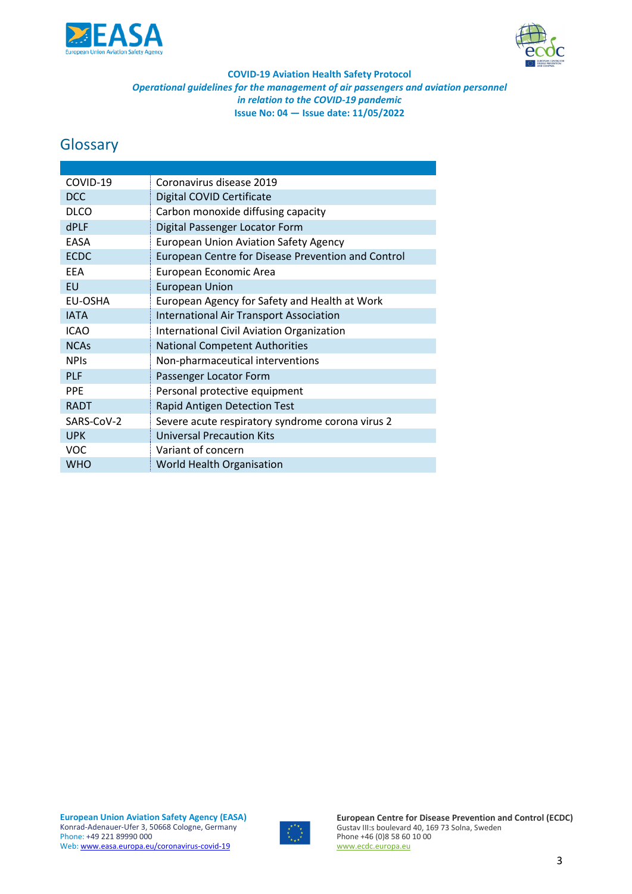## Glossary

| | |
|---|---|
| COVID-19 | Coronavirus disease 2019 |
| DCC | Digital COVID Certificate |
| DLCO | Carbon monoxide diffusing capacity |
| dPLF | Digital Passenger Locator Form |
| EASA | European Union Aviation Safety Agency |
| ECDC | European Centre for Disease Prevention and Control |
| EEA | European Economic Area |
| EU | European Union |
| EU-OSHA | European Agency for Safety and Health at Work |
| IATA | International Air Transport Association |
| ICAO | International Civil Aviation Organization |
| NCAs | National Competent Authorities |
| NPIs | Non-pharmaceutical interventions |
| PLF | Passenger Locator Form |
| PPE | Personal protective equipment |
| RADT | Rapid Antigen Detection Test |
| SARS-CoV-2 | Severe acute respiratory syndrome corona virus 2 |
| UPK | Universal Precaution Kits |
| VOC | Variant of concern |
| WHO | World Health Organisation |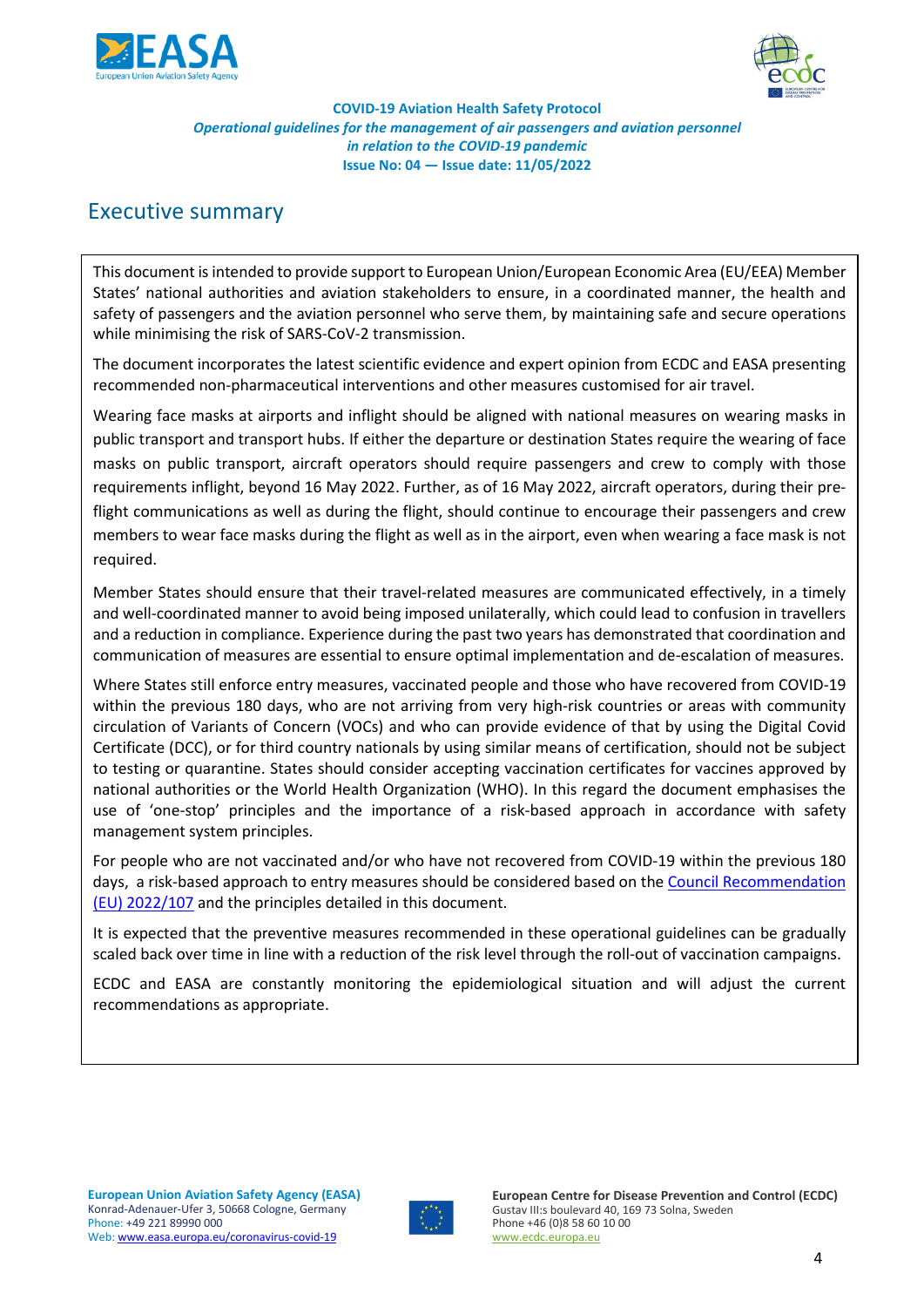**COVID-19 Aviation Health Safety Protocol**

***Operational guidelines for the management of air passengers and aviation personnel in relation to the COVID-19 pandemic***

**Issue No: 04 — Issue date: 11/05/2022**

# Executive summary

This document is intended to provide support to European Union/European Economic Area (EU/EEA) Member States' national authorities and aviation stakeholders to ensure, in a coordinated manner, the health and safety of passengers and the aviation personnel who serve them, by maintaining safe and secure operations while minimising the risk of SARS-CoV-2 transmission.

The document incorporates the latest scientific evidence and expert opinion from ECDC and EASA presenting recommended non-pharmaceutical interventions and other measures customised for air travel.

Wearing face masks at airports and inflight should be aligned with national measures on wearing masks in public transport and transport hubs. If either the departure or destination States require the wearing of face masks on public transport, aircraft operators should require passengers and crew to comply with those requirements inflight, beyond 16 May 2022. Further, as of 16 May 2022, aircraft operators, during their pre-flight communications as well as during the flight, should continue to encourage their passengers and crew members to wear face masks during the flight as well as in the airport, even when wearing a face mask is not required.

Member States should ensure that their travel-related measures are communicated effectively, in a timely and well-coordinated manner to avoid being imposed unilaterally, which could lead to confusion in travellers and a reduction in compliance. Experience during the past two years has demonstrated that coordination and communication of measures are essential to ensure optimal implementation and de-escalation of measures.

Where States still enforce entry measures, vaccinated people and those who have recovered from COVID-19 within the previous 180 days, who are not arriving from very high-risk countries or areas with community circulation of Variants of Concern (VOCs) and who can provide evidence of that by using the Digital Covid Certificate (DCC), or for third country nationals by using similar means of certification, should not be subject to testing or quarantine. States should consider accepting vaccination certificates for vaccines approved by national authorities or the World Health Organization (WHO). In this regard the document emphasises the use of 'one-stop' principles and the importance of a risk-based approach in accordance with safety management system principles.

For people who are not vaccinated and/or who have not recovered from COVID-19 within the previous 180 days, a risk-based approach to entry measures should be considered based on the Council Recommendation (EU) 2022/107 and the principles detailed in this document.

It is expected that the preventive measures recommended in these operational guidelines can be gradually scaled back over time in line with a reduction of the risk level through the roll-out of vaccination campaigns.

ECDC and EASA are constantly monitoring the epidemiological situation and will adjust the current recommendations as appropriate.

**European Union Aviation Safety Agency (EASA)**
Konrad-Adenauer-Ufer 3, 50668 Cologne, Germany
Phone: +49 221 89990 000
Web: www.easa.europa.eu/coronavirus-covid-19

**European Centre for Disease Prevention and Control (ECDC)**
Gustav III:s boulevard 40, 169 73 Solna, Sweden
Phone +46 (0)8 58 60 10 00
www.ecdc.europa.eu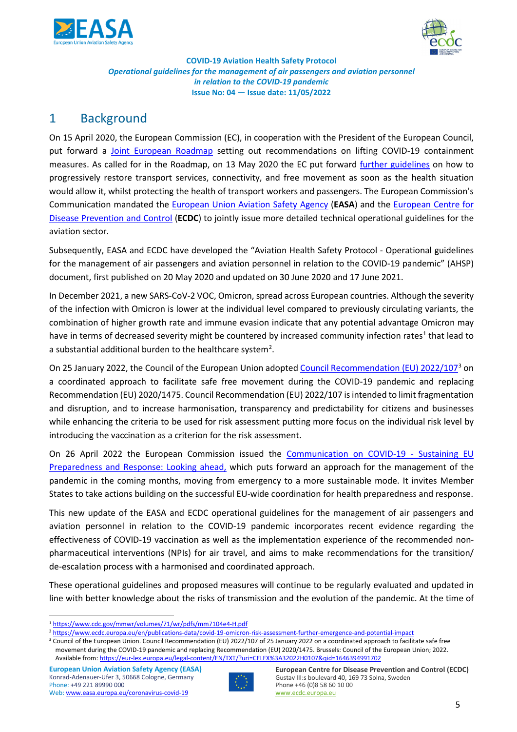**COVID-19 Aviation Health Safety Protocol**

***Operational guidelines for the management of air passengers and aviation personnel in relation to the COVID-19 pandemic***

**Issue No: 04 — Issue date: 11/05/2022**

# 1 Background

On 15 April 2020, the European Commission (EC), in cooperation with the President of the European Council, put forward a Joint European Roadmap setting out recommendations on lifting COVID-19 containment measures. As called for in the Roadmap, on 13 May 2020 the EC put forward further guidelines on how to progressively restore transport services, connectivity, and free movement as soon as the health situation would allow it, whilst protecting the health of transport workers and passengers. The European Commission's Communication mandated the European Union Aviation Safety Agency (**EASA**) and the European Centre for Disease Prevention and Control (**ECDC**) to jointly issue more detailed technical operational guidelines for the aviation sector.

Subsequently, EASA and ECDC have developed the "Aviation Health Safety Protocol - Operational guidelines for the management of air passengers and aviation personnel in relation to the COVID-19 pandemic" (AHSP) document, first published on 20 May 2020 and updated on 30 June 2020 and 17 June 2021.

In December 2021, a new SARS-CoV-2 VOC, Omicron, spread across European countries. Although the severity of the infection with Omicron is lower at the individual level compared to previously circulating variants, the combination of higher growth rate and immune evasion indicate that any potential advantage Omicron may have in terms of decreased severity might be countered by increased community infection rates[1] that lead to a substantial additional burden to the healthcare system[2].

On 25 January 2022, the Council of the European Union adopted Council Recommendation (EU) 2022/107[3] on a coordinated approach to facilitate safe free movement during the COVID-19 pandemic and replacing Recommendation (EU) 2020/1475. Council Recommendation (EU) 2022/107 is intended to limit fragmentation and disruption, and to increase harmonisation, transparency and predictability for citizens and businesses while enhancing the criteria to be used for risk assessment putting more focus on the individual risk level by introducing the vaccination as a criterion for the risk assessment.

On 26 April 2022 the European Commission issued the Communication on COVID-19 - Sustaining EU Preparedness and Response: Looking ahead, which puts forward an approach for the management of the pandemic in the coming months, moving from emergency to a more sustainable mode. It invites Member States to take actions building on the successful EU-wide coordination for health preparedness and response.

This new update of the EASA and ECDC operational guidelines for the management of air passengers and aviation personnel in relation to the COVID-19 pandemic incorporates recent evidence regarding the effectiveness of COVID-19 vaccination as well as the implementation experience of the recommended non-pharmaceutical interventions (NPIs) for air travel, and aims to make recommendations for the transition/ de-escalation process with a harmonised and coordinated approach.

These operational guidelines and proposed measures will continue to be regularly evaluated and updated in line with better knowledge about the risks of transmission and the evolution of the pandemic. At the time of

---

[1] https://www.cdc.gov/mmwr/volumes/71/wr/pdfs/mm7104e4-H.pdf

[2] https://www.ecdc.europa.eu/en/publications-data/covid-19-omicron-risk-assessment-further-emergence-and-potential-impact

[3] Council of the European Union. Council Recommendation (EU) 2022/107 of 25 January 2022 on a coordinated approach to facilitate safe free movement during the COVID-19 pandemic and replacing Recommendation (EU) 2020/1475. Brussels: Council of the European Union; 2022. Available from: https://eur-lex.europa.eu/legal-content/EN/TXT/?uri=CELEX%3A32022H0107&qid=1646394991702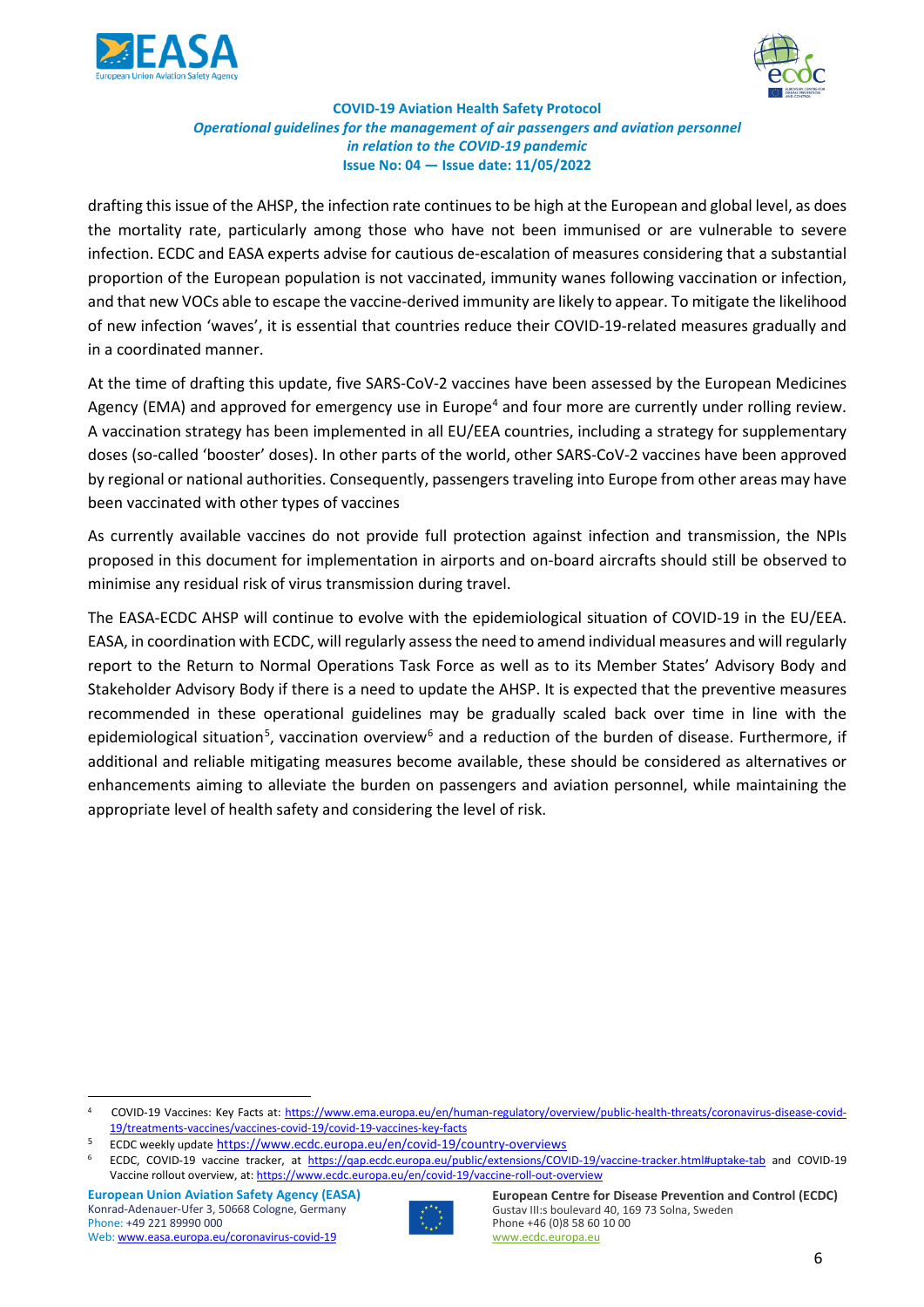drafting this issue of the AHSP, the infection rate continues to be high at the European and global level, as does the mortality rate, particularly among those who have not been immunised or are vulnerable to severe infection. ECDC and EASA experts advise for cautious de-escalation of measures considering that a substantial proportion of the European population is not vaccinated, immunity wanes following vaccination or infection, and that new VOCs able to escape the vaccine-derived immunity are likely to appear. To mitigate the likelihood of new infection 'waves', it is essential that countries reduce their COVID-19-related measures gradually and in a coordinated manner.

At the time of drafting this update, five SARS-CoV-2 vaccines have been assessed by the European Medicines Agency (EMA) and approved for emergency use in Europe[4] and four more are currently under rolling review. A vaccination strategy has been implemented in all EU/EEA countries, including a strategy for supplementary doses (so-called 'booster' doses). In other parts of the world, other SARS-CoV-2 vaccines have been approved by regional or national authorities. Consequently, passengers traveling into Europe from other areas may have been vaccinated with other types of vaccines

As currently available vaccines do not provide full protection against infection and transmission, the NPIs proposed in this document for implementation in airports and on-board aircrafts should still be observed to minimise any residual risk of virus transmission during travel.

The EASA-ECDC AHSP will continue to evolve with the epidemiological situation of COVID-19 in the EU/EEA. EASA, in coordination with ECDC, will regularly assess the need to amend individual measures and will regularly report to the Return to Normal Operations Task Force as well as to its Member States' Advisory Body and Stakeholder Advisory Body if there is a need to update the AHSP. It is expected that the preventive measures recommended in these operational guidelines may be gradually scaled back over time in line with the epidemiological situation[5], vaccination overview[6] and a reduction of the burden of disease. Furthermore, if additional and reliable mitigating measures become available, these should be considered as alternatives or enhancements aiming to alleviate the burden on passengers and aviation personnel, while maintaining the appropriate level of health safety and considering the level of risk.

---

[4] COVID-19 Vaccines: Key Facts at: https://www.ema.europa.eu/en/human-regulatory/overview/public-health-threats/coronavirus-disease-covid-19/treatments-vaccines/vaccines-covid-19/covid-19-vaccines-key-facts

[5] ECDC weekly update https://www.ecdc.europa.eu/en/covid-19/country-overviews

[6] ECDC, COVID-19 vaccine tracker, at https://qap.ecdc.europa.eu/public/extensions/COVID-19/vaccine-tracker.html#uptake-tab and COVID-19 Vaccine rollout overview, at: https://www.ecdc.europa.eu/en/covid-19/vaccine-roll-out-overview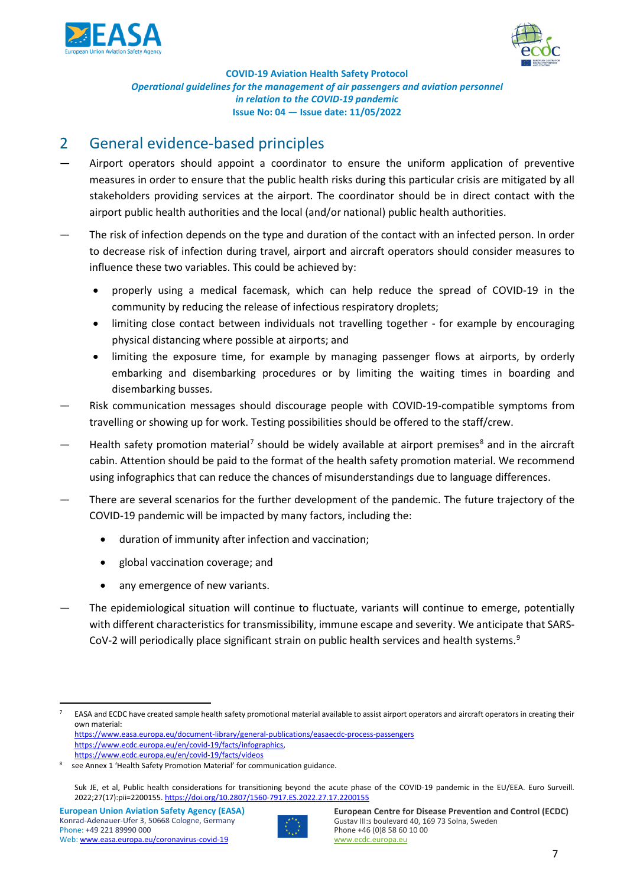## 2 General evidence-based principles

- Airport operators should appoint a coordinator to ensure the uniform application of preventive measures in order to ensure that the public health risks during this particular crisis are mitigated by all stakeholders providing services at the airport. The coordinator should be in direct contact with the airport public health authorities and the local (and/or national) public health authorities.
- The risk of infection depends on the type and duration of the contact with an infected person. In order to decrease risk of infection during travel, airport and aircraft operators should consider measures to influence these two variables. This could be achieved by:
  - properly using a medical facemask, which can help reduce the spread of COVID-19 in the community by reducing the release of infectious respiratory droplets;
  - limiting close contact between individuals not travelling together - for example by encouraging physical distancing where possible at airports; and
  - limiting the exposure time, for example by managing passenger flows at airports, by orderly embarking and disembarking procedures or by limiting the waiting times in boarding and disembarking busses.
- Risk communication messages should discourage people with COVID-19-compatible symptoms from travelling or showing up for work. Testing possibilities should be offered to the staff/crew.
- Health safety promotion material[7] should be widely available at airport premises[8] and in the aircraft cabin. Attention should be paid to the format of the health safety promotion material. We recommend using infographics that can reduce the chances of misunderstandings due to language differences.
- There are several scenarios for the further development of the pandemic. The future trajectory of the COVID-19 pandemic will be impacted by many factors, including the:
  - duration of immunity after infection and vaccination;
  - global vaccination coverage; and
  - any emergence of new variants.
- The epidemiological situation will continue to fluctuate, variants will continue to emerge, potentially with different characteristics for transmissibility, immune escape and severity. We anticipate that SARS-CoV-2 will periodically place significant strain on public health services and health systems.[9]

---

[7] EASA and ECDC have created sample health safety promotional material available to assist airport operators and aircraft operators in creating their own material:
https://www.easa.europa.eu/document-library/general-publications/easaecdc-process-passengers
https://www.ecdc.europa.eu/en/covid-19/facts/infographics,
https://www.ecdc.europa.eu/en/covid-19/facts/videos

[8] see Annex 1 'Health Safety Promotion Material' for communication guidance.

Suk JE, et al, Public health considerations for transitioning beyond the acute phase of the COVID-19 pandemic in the EU/EEA. Euro Surveill. 2022;27(17):pii=2200155. https://doi.org/10.2807/1560-7917.ES.2022.27.17.2200155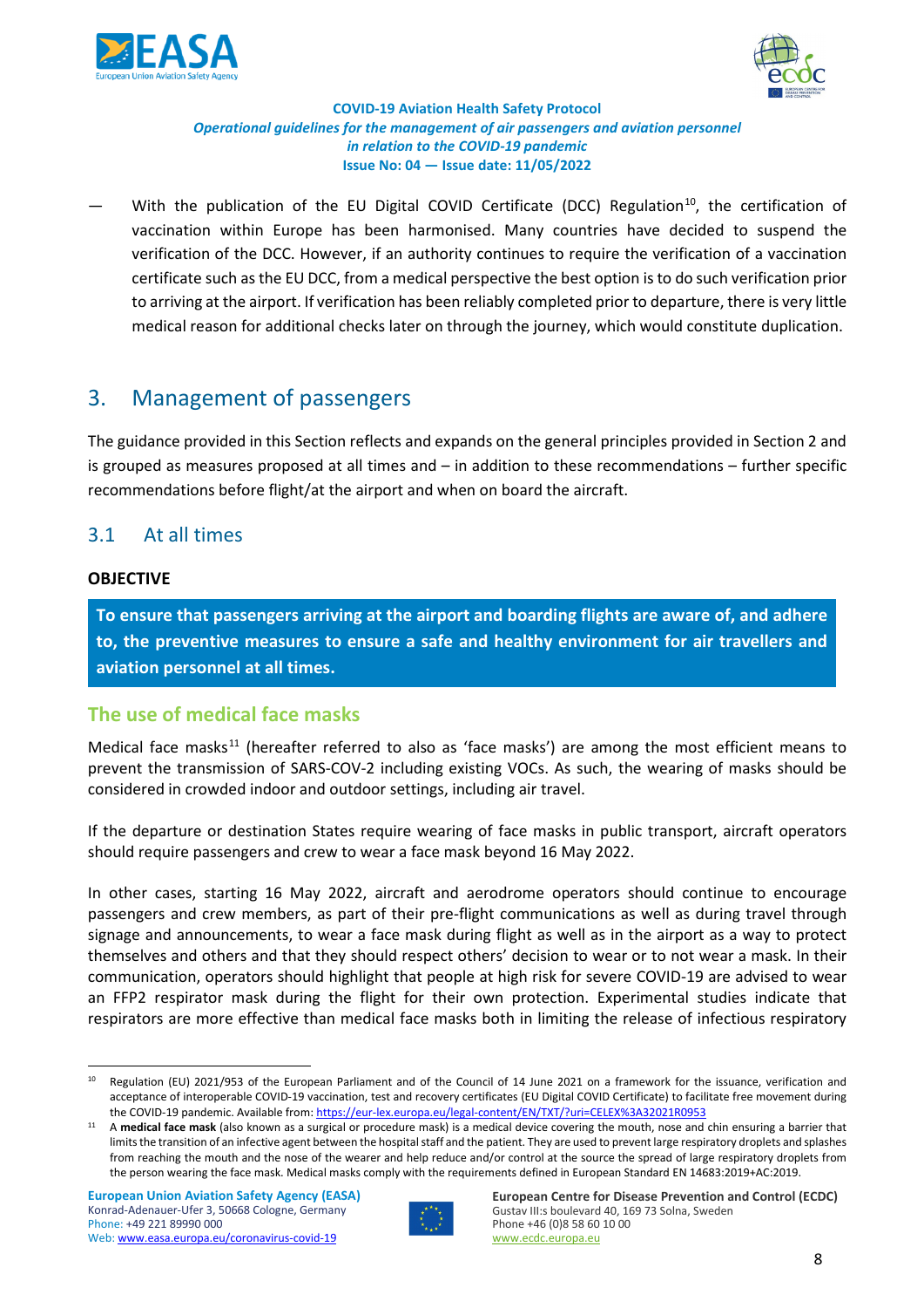— With the publication of the EU Digital COVID Certificate (DCC) Regulation[10], the certification of vaccination within Europe has been harmonised. Many countries have decided to suspend the verification of the DCC. However, if an authority continues to require the verification of a vaccination certificate such as the EU DCC, from a medical perspective the best option is to do such verification prior to arriving at the airport. If verification has been reliably completed prior to departure, there is very little medical reason for additional checks later on through the journey, which would constitute duplication.

# 3. Management of passengers

The guidance provided in this Section reflects and expands on the general principles provided in Section 2 and is grouped as measures proposed at all times and – in addition to these recommendations – further specific recommendations before flight/at the airport and when on board the aircraft.

## 3.1 At all times

**OBJECTIVE**

**To ensure that passengers arriving at the airport and boarding flights are aware of, and adhere to, the preventive measures to ensure a safe and healthy environment for air travellers and aviation personnel at all times.**

### The use of medical face masks

Medical face masks[11] (hereafter referred to also as 'face masks') are among the most efficient means to prevent the transmission of SARS-COV-2 including existing VOCs. As such, the wearing of masks should be considered in crowded indoor and outdoor settings, including air travel.

If the departure or destination States require wearing of face masks in public transport, aircraft operators should require passengers and crew to wear a face mask beyond 16 May 2022.

In other cases, starting 16 May 2022, aircraft and aerodrome operators should continue to encourage passengers and crew members, as part of their pre-flight communications as well as during travel through signage and announcements, to wear a face mask during flight as well as in the airport as a way to protect themselves and others and that they should respect others' decision to wear or to not wear a mask. In their communication, operators should highlight that people at high risk for severe COVID-19 are advised to wear an FFP2 respirator mask during the flight for their own protection. Experimental studies indicate that respirators are more effective than medical face masks both in limiting the release of infectious respiratory

---

[10] Regulation (EU) 2021/953 of the European Parliament and of the Council of 14 June 2021 on a framework for the issuance, verification and acceptance of interoperable COVID-19 vaccination, test and recovery certificates (EU Digital COVID Certificate) to facilitate free movement during the COVID-19 pandemic. Available from: https://eur-lex.europa.eu/legal-content/EN/TXT/?uri=CELEX%3A32021R0953

[11] A **medical face mask** (also known as a surgical or procedure mask) is a medical device covering the mouth, nose and chin ensuring a barrier that limits the transition of an infective agent between the hospital staff and the patient. They are used to prevent large respiratory droplets and splashes from reaching the mouth and the nose of the wearer and help reduce and/or control at the source the spread of large respiratory droplets from the person wearing the face mask. Medical masks comply with the requirements defined in European Standard EN 14683:2019+AC:2019.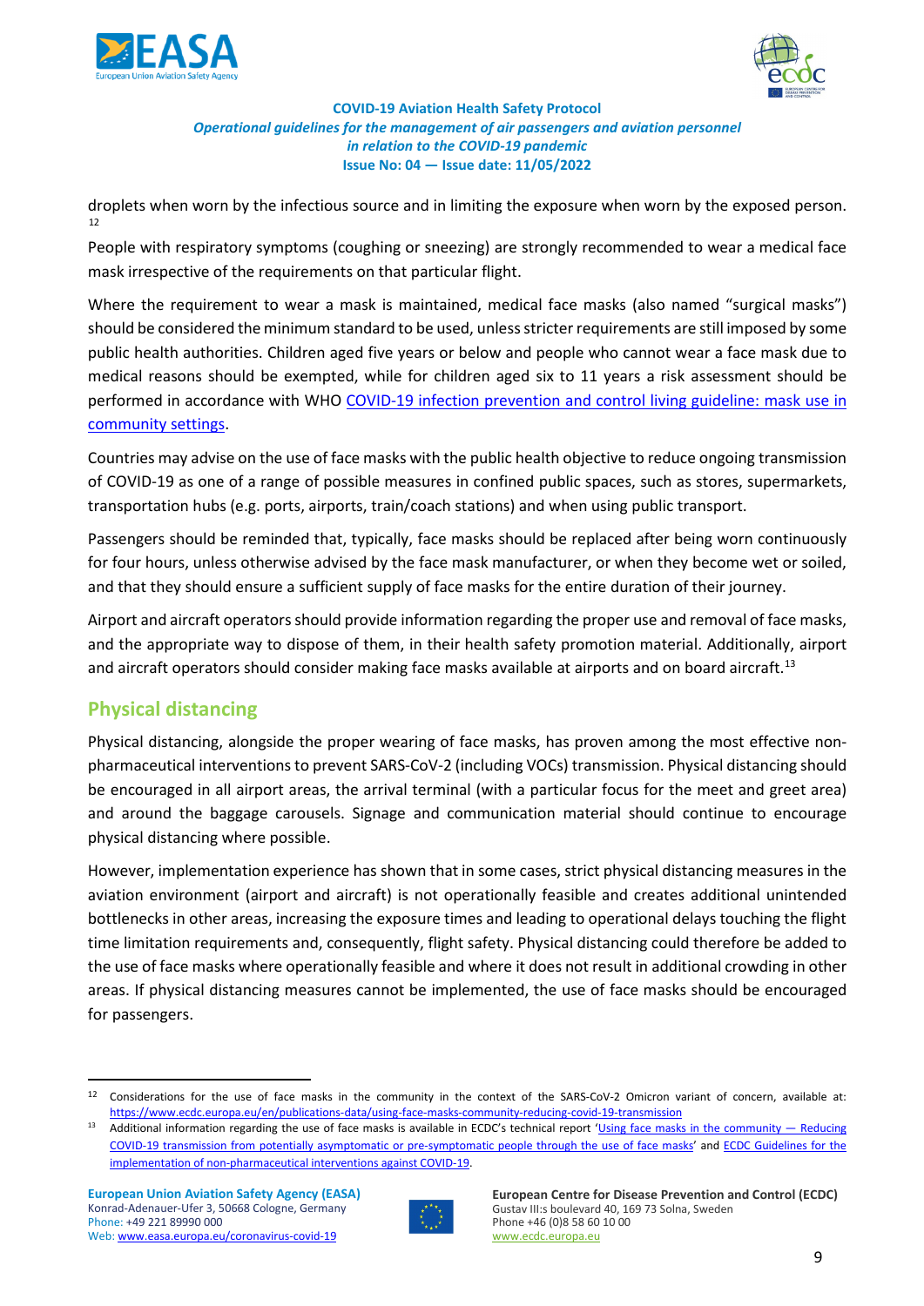droplets when worn by the infectious source and in limiting the exposure when worn by the exposed person.[12]

People with respiratory symptoms (coughing or sneezing) are strongly recommended to wear a medical face mask irrespective of the requirements on that particular flight.

Where the requirement to wear a mask is maintained, medical face masks (also named "surgical masks") should be considered the minimum standard to be used, unless stricter requirements are still imposed by some public health authorities. Children aged five years or below and people who cannot wear a face mask due to medical reasons should be exempted, while for children aged six to 11 years a risk assessment should be performed in accordance with WHO [COVID-19 infection prevention and control living guideline: mask use in community settings](#).

Countries may advise on the use of face masks with the public health objective to reduce ongoing transmission of COVID-19 as one of a range of possible measures in confined public spaces, such as stores, supermarkets, transportation hubs (e.g. ports, airports, train/coach stations) and when using public transport.

Passengers should be reminded that, typically, face masks should be replaced after being worn continuously for four hours, unless otherwise advised by the face mask manufacturer, or when they become wet or soiled, and that they should ensure a sufficient supply of face masks for the entire duration of their journey.

Airport and aircraft operators should provide information regarding the proper use and removal of face masks, and the appropriate way to dispose of them, in their health safety promotion material. Additionally, airport and aircraft operators should consider making face masks available at airports and on board aircraft.[13]

## Physical distancing

Physical distancing, alongside the proper wearing of face masks, has proven among the most effective non-pharmaceutical interventions to prevent SARS-CoV-2 (including VOCs) transmission. Physical distancing should be encouraged in all airport areas, the arrival terminal (with a particular focus for the meet and greet area) and around the baggage carousels. Signage and communication material should continue to encourage physical distancing where possible.

However, implementation experience has shown that in some cases, strict physical distancing measures in the aviation environment (airport and aircraft) is not operationally feasible and creates additional unintended bottlenecks in other areas, increasing the exposure times and leading to operational delays touching the flight time limitation requirements and, consequently, flight safety. Physical distancing could therefore be added to the use of face masks where operationally feasible and where it does not result in additional crowding in other areas. If physical distancing measures cannot be implemented, the use of face masks should be encouraged for passengers.

---

[12] Considerations for the use of face masks in the community in the context of the SARS-CoV-2 Omicron variant of concern, available at: https://www.ecdc.europa.eu/en/publications-data/using-face-masks-community-reducing-covid-19-transmission

[13] Additional information regarding the use of face masks is available in ECDC's technical report 'Using face masks in the community — Reducing COVID-19 transmission from potentially asymptomatic or pre-symptomatic people through the use of face masks' and ECDC Guidelines for the implementation of non-pharmaceutical interventions against COVID-19.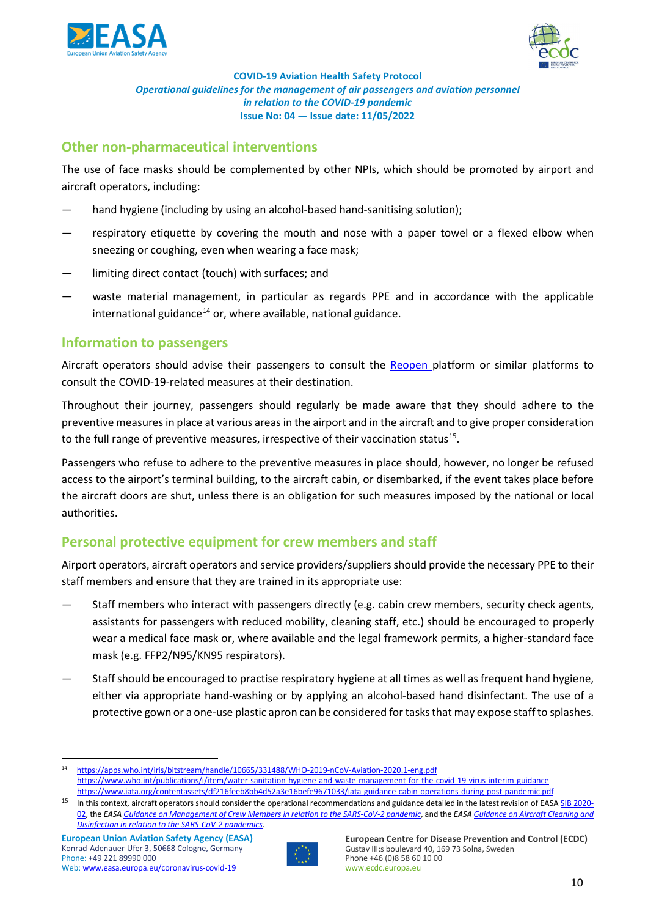## Other non-pharmaceutical interventions

The use of face masks should be complemented by other NPIs, which should be promoted by airport and aircraft operators, including:

- hand hygiene (including by using an alcohol-based hand-sanitising solution);
- respiratory etiquette by covering the mouth and nose with a paper towel or a flexed elbow when sneezing or coughing, even when wearing a face mask;
- limiting direct contact (touch) with surfaces; and
- waste material management, in particular as regards PPE and in accordance with the applicable international guidance[14] or, where available, national guidance.

## Information to passengers

Aircraft operators should advise their passengers to consult the Reopen platform or similar platforms to consult the COVID-19-related measures at their destination.

Throughout their journey, passengers should regularly be made aware that they should adhere to the preventive measures in place at various areas in the airport and in the aircraft and to give proper consideration to the full range of preventive measures, irrespective of their vaccination status[15].

Passengers who refuse to adhere to the preventive measures in place should, however, no longer be refused access to the airport's terminal building, to the aircraft cabin, or disembarked, if the event takes place before the aircraft doors are shut, unless there is an obligation for such measures imposed by the national or local authorities.

## Personal protective equipment for crew members and staff

Airport operators, aircraft operators and service providers/suppliers should provide the necessary PPE to their staff members and ensure that they are trained in its appropriate use:

- Staff members who interact with passengers directly (e.g. cabin crew members, security check agents, assistants for passengers with reduced mobility, cleaning staff, etc.) should be encouraged to properly wear a medical face mask or, where available and the legal framework permits, a higher-standard face mask (e.g. FFP2/N95/KN95 respirators).
- Staff should be encouraged to practise respiratory hygiene at all times as well as frequent hand hygiene, either via appropriate hand-washing or by applying an alcohol-based hand disinfectant. The use of a protective gown or a one-use plastic apron can be considered for tasks that may expose staff to splashes.

---

[14] https://apps.who.int/iris/bitstream/handle/10665/331488/WHO-2019-nCoV-Aviation-2020.1-eng.pdf
https://www.who.int/publications/i/item/water-sanitation-hygiene-and-waste-management-for-the-covid-19-virus-interim-guidance
https://www.iata.org/contentassets/df216feeb8bb4d52a3e16befe9671033/iata-guidance-cabin-operations-during-post-pandemic.pdf

[15] In this context, aircraft operators should consider the operational recommendations and guidance detailed in the latest revision of EASA SIB 2020-02, the EASA *Guidance on Management of Crew Members in relation to the SARS-CoV-2 pandemic*, and the EASA *Guidance on Aircraft Cleaning and Disinfection in relation to the SARS-CoV-2 pandemics*.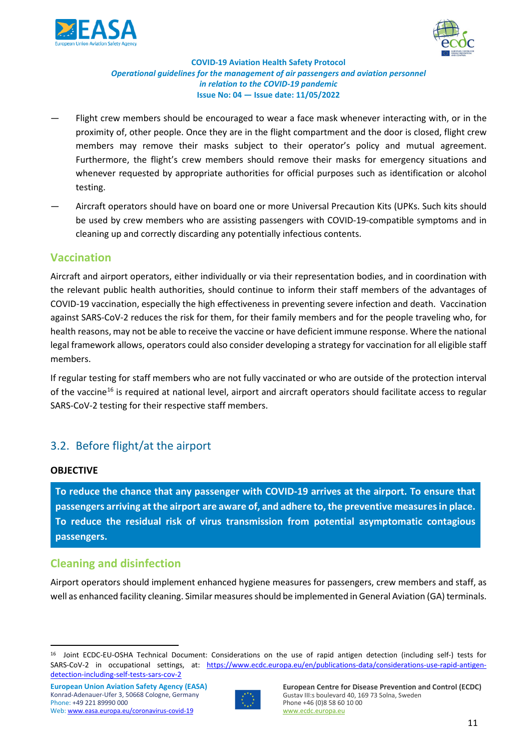- Flight crew members should be encouraged to wear a face mask whenever interacting with, or in the proximity of, other people. Once they are in the flight compartment and the door is closed, flight crew members may remove their masks subject to their operator's policy and mutual agreement. Furthermore, the flight's crew members should remove their masks for emergency situations and whenever requested by appropriate authorities for official purposes such as identification or alcohol testing.
- Aircraft operators should have on board one or more Universal Precaution Kits (UPKs. Such kits should be used by crew members who are assisting passengers with COVID-19-compatible symptoms and in cleaning up and correctly discarding any potentially infectious contents.

### Vaccination

Aircraft and airport operators, either individually or via their representation bodies, and in coordination with the relevant public health authorities, should continue to inform their staff members of the advantages of COVID-19 vaccination, especially the high effectiveness in preventing severe infection and death. Vaccination against SARS-CoV-2 reduces the risk for them, for their family members and for the people traveling who, for health reasons, may not be able to receive the vaccine or have deficient immune response. Where the national legal framework allows, operators could also consider developing a strategy for vaccination for all eligible staff members.

If regular testing for staff members who are not fully vaccinated or who are outside of the protection interval of the vaccine[16] is required at national level, airport and aircraft operators should facilitate access to regular SARS-CoV-2 testing for their respective staff members.

## 3.2. Before flight/at the airport

**OBJECTIVE**

**To reduce the chance that any passenger with COVID-19 arrives at the airport. To ensure that passengers arriving at the airport are aware of, and adhere to, the preventive measures in place. To reduce the residual risk of virus transmission from potential asymptomatic contagious passengers.**

### Cleaning and disinfection

Airport operators should implement enhanced hygiene measures for passengers, crew members and staff, as well as enhanced facility cleaning. Similar measures should be implemented in General Aviation (GA) terminals.

---

[16] Joint ECDC-EU-OSHA Technical Document: Considerations on the use of rapid antigen detection (including self-) tests for SARS-CoV-2 in occupational settings, at: https://www.ecdc.europa.eu/en/publications-data/considerations-use-rapid-antigen-detection-including-self-tests-sars-cov-2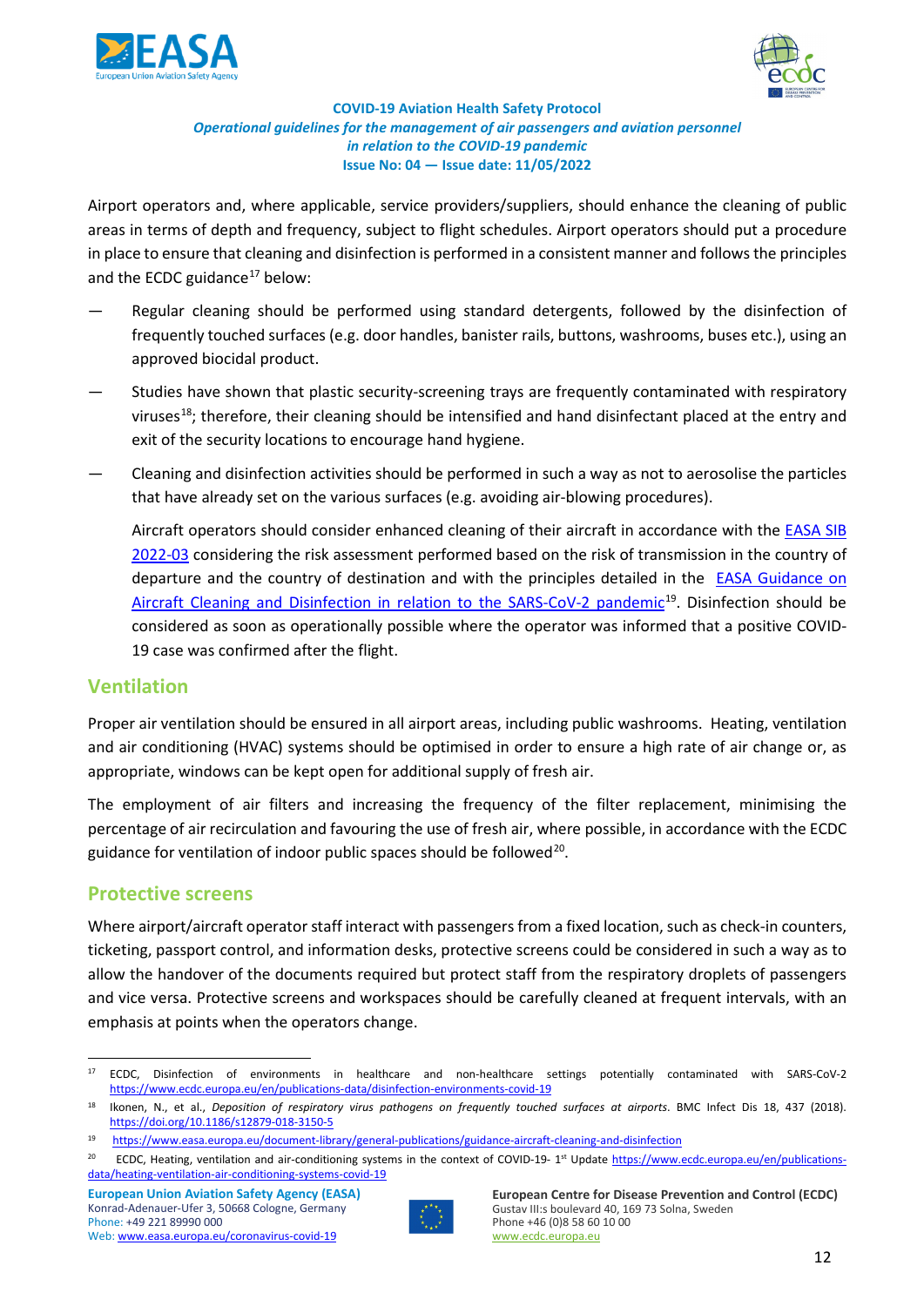Airport operators and, where applicable, service providers/suppliers, should enhance the cleaning of public areas in terms of depth and frequency, subject to flight schedules. Airport operators should put a procedure in place to ensure that cleaning and disinfection is performed in a consistent manner and follows the principles and the ECDC guidance[17] below:

— Regular cleaning should be performed using standard detergents, followed by the disinfection of frequently touched surfaces (e.g. door handles, banister rails, buttons, washrooms, buses etc.), using an approved biocidal product.

— Studies have shown that plastic security-screening trays are frequently contaminated with respiratory viruses[18]; therefore, their cleaning should be intensified and hand disinfectant placed at the entry and exit of the security locations to encourage hand hygiene.

— Cleaning and disinfection activities should be performed in such a way as not to aerosolise the particles that have already set on the various surfaces (e.g. avoiding air-blowing procedures).

Aircraft operators should consider enhanced cleaning of their aircraft in accordance with the EASA SIB 2022-03 considering the risk assessment performed based on the risk of transmission in the country of departure and the country of destination and with the principles detailed in the EASA Guidance on Aircraft Cleaning and Disinfection in relation to the SARS-CoV-2 pandemic[19]. Disinfection should be considered as soon as operationally possible where the operator was informed that a positive COVID-19 case was confirmed after the flight.

## Ventilation

Proper air ventilation should be ensured in all airport areas, including public washrooms. Heating, ventilation and air conditioning (HVAC) systems should be optimised in order to ensure a high rate of air change or, as appropriate, windows can be kept open for additional supply of fresh air.

The employment of air filters and increasing the frequency of the filter replacement, minimising the percentage of air recirculation and favouring the use of fresh air, where possible, in accordance with the ECDC guidance for ventilation of indoor public spaces should be followed[20].

## Protective screens

Where airport/aircraft operator staff interact with passengers from a fixed location, such as check-in counters, ticketing, passport control, and information desks, protective screens could be considered in such a way as to allow the handover of the documents required but protect staff from the respiratory droplets of passengers and vice versa. Protective screens and workspaces should be carefully cleaned at frequent intervals, with an emphasis at points when the operators change.

---

[17] ECDC, Disinfection of environments in healthcare and non-healthcare settings potentially contaminated with SARS-CoV-2 https://www.ecdc.europa.eu/en/publications-data/disinfection-environments-covid-19

[18] Ikonen, N., et al., *Deposition of respiratory virus pathogens on frequently touched surfaces at airports*. BMC Infect Dis 18, 437 (2018). https://doi.org/10.1186/s12879-018-3150-5

[19] https://www.easa.europa.eu/document-library/general-publications/guidance-aircraft-cleaning-and-disinfection

[20] ECDC, Heating, ventilation and air-conditioning systems in the context of COVID-19- 1st Update https://www.ecdc.europa.eu/en/publications-data/heating-ventilation-air-conditioning-systems-covid-19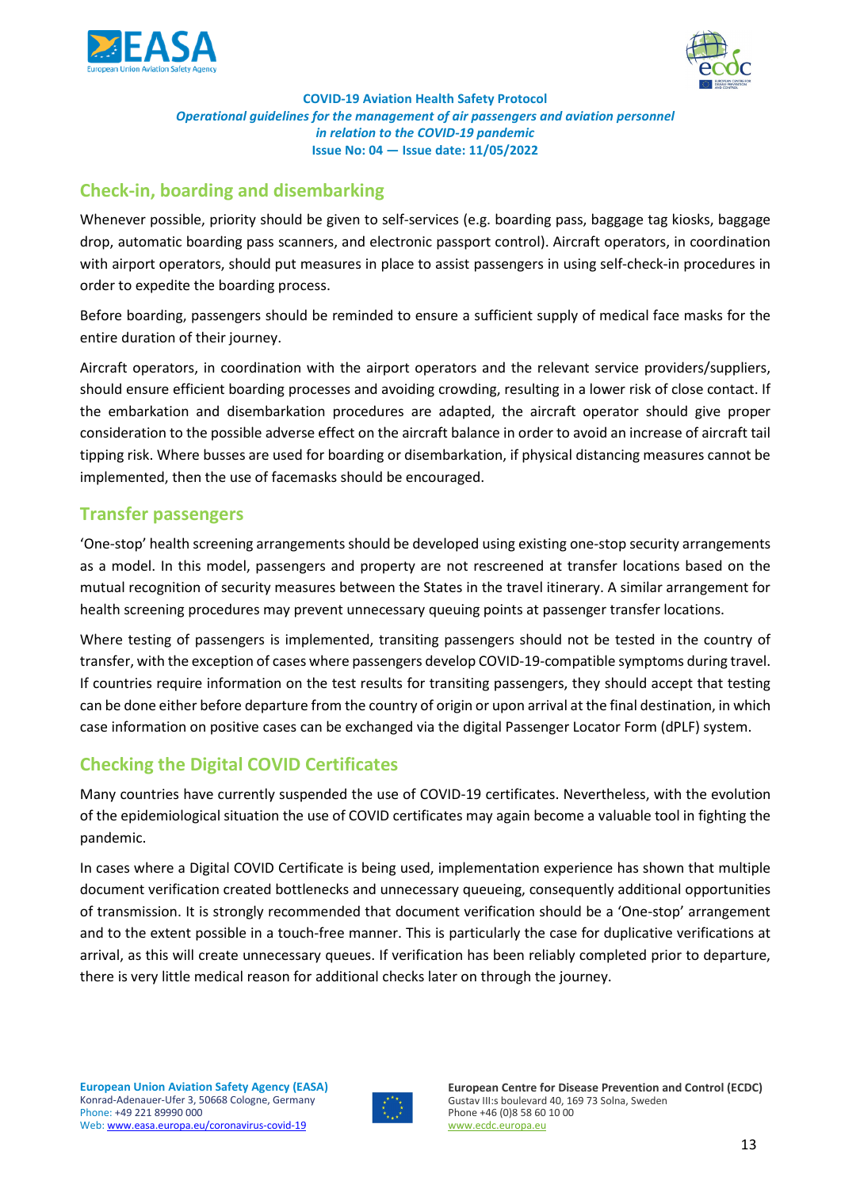## Check-in, boarding and disembarking

Whenever possible, priority should be given to self-services (e.g. boarding pass, baggage tag kiosks, baggage drop, automatic boarding pass scanners, and electronic passport control). Aircraft operators, in coordination with airport operators, should put measures in place to assist passengers in using self-check-in procedures in order to expedite the boarding process.

Before boarding, passengers should be reminded to ensure a sufficient supply of medical face masks for the entire duration of their journey.

Aircraft operators, in coordination with the airport operators and the relevant service providers/suppliers, should ensure efficient boarding processes and avoiding crowding, resulting in a lower risk of close contact. If the embarkation and disembarkation procedures are adapted, the aircraft operator should give proper consideration to the possible adverse effect on the aircraft balance in order to avoid an increase of aircraft tail tipping risk. Where busses are used for boarding or disembarkation, if physical distancing measures cannot be implemented, then the use of facemasks should be encouraged.

## Transfer passengers

'One-stop' health screening arrangements should be developed using existing one-stop security arrangements as a model. In this model, passengers and property are not rescreened at transfer locations based on the mutual recognition of security measures between the States in the travel itinerary. A similar arrangement for health screening procedures may prevent unnecessary queuing points at passenger transfer locations.

Where testing of passengers is implemented, transiting passengers should not be tested in the country of transfer, with the exception of cases where passengers develop COVID-19-compatible symptoms during travel. If countries require information on the test results for transiting passengers, they should accept that testing can be done either before departure from the country of origin or upon arrival at the final destination, in which case information on positive cases can be exchanged via the digital Passenger Locator Form (dPLF) system.

## Checking the Digital COVID Certificates

Many countries have currently suspended the use of COVID-19 certificates. Nevertheless, with the evolution of the epidemiological situation the use of COVID certificates may again become a valuable tool in fighting the pandemic.

In cases where a Digital COVID Certificate is being used, implementation experience has shown that multiple document verification created bottlenecks and unnecessary queueing, consequently additional opportunities of transmission. It is strongly recommended that document verification should be a 'One-stop' arrangement and to the extent possible in a touch-free manner. This is particularly the case for duplicative verifications at arrival, as this will create unnecessary queues. If verification has been reliably completed prior to departure, there is very little medical reason for additional checks later on through the journey.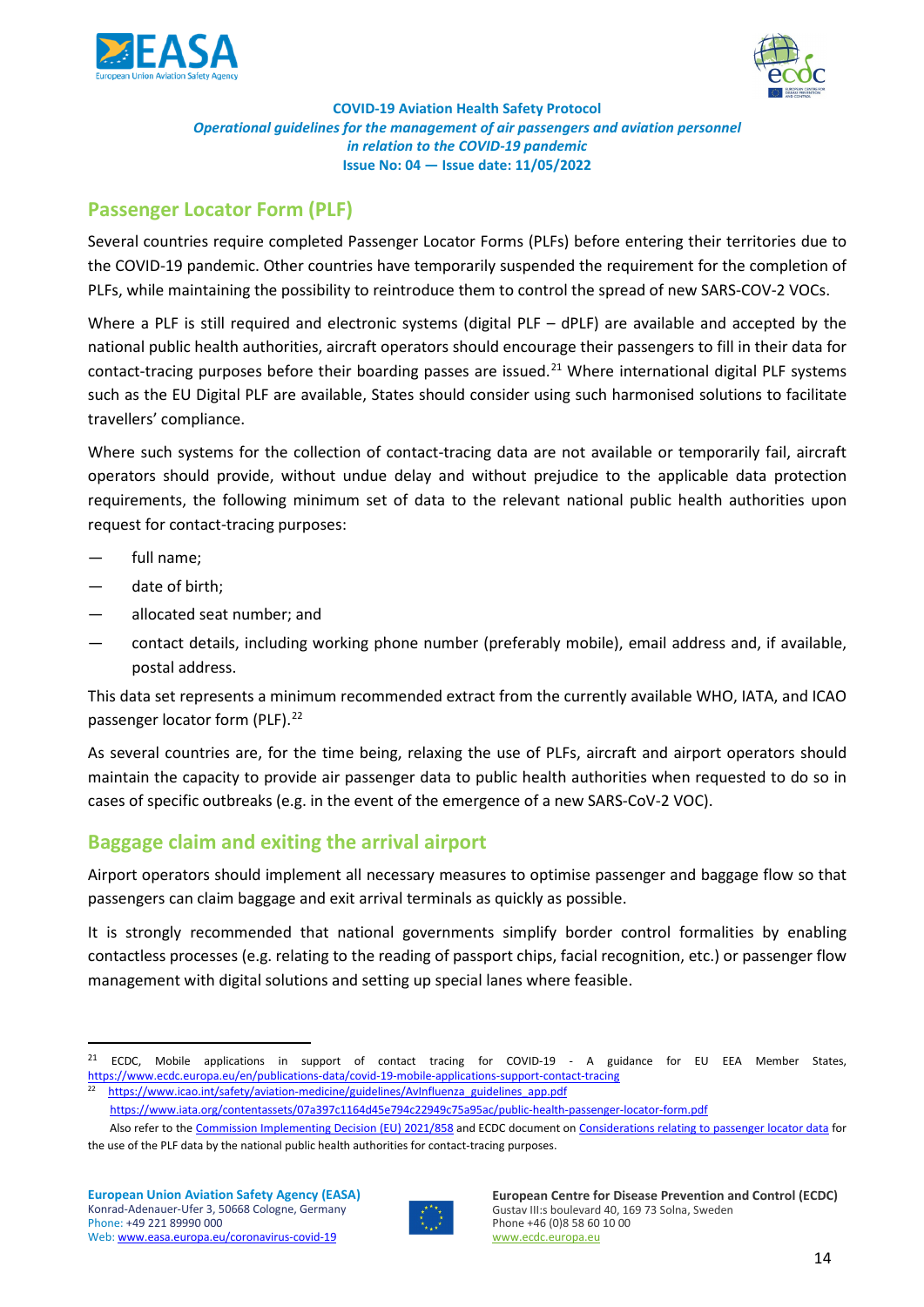## Passenger Locator Form (PLF)

Several countries require completed Passenger Locator Forms (PLFs) before entering their territories due to the COVID-19 pandemic. Other countries have temporarily suspended the requirement for the completion of PLFs, while maintaining the possibility to reintroduce them to control the spread of new SARS-COV-2 VOCs.

Where a PLF is still required and electronic systems (digital PLF – dPLF) are available and accepted by the national public health authorities, aircraft operators should encourage their passengers to fill in their data for contact-tracing purposes before their boarding passes are issued.[21] Where international digital PLF systems such as the EU Digital PLF are available, States should consider using such harmonised solutions to facilitate travellers' compliance.

Where such systems for the collection of contact-tracing data are not available or temporarily fail, aircraft operators should provide, without undue delay and without prejudice to the applicable data protection requirements, the following minimum set of data to the relevant national public health authorities upon request for contact-tracing purposes:

- full name;
- date of birth;
- allocated seat number; and
- contact details, including working phone number (preferably mobile), email address and, if available, postal address.

This data set represents a minimum recommended extract from the currently available WHO, IATA, and ICAO passenger locator form (PLF).[22]

As several countries are, for the time being, relaxing the use of PLFs, aircraft and airport operators should maintain the capacity to provide air passenger data to public health authorities when requested to do so in cases of specific outbreaks (e.g. in the event of the emergence of a new SARS-CoV-2 VOC).

## Baggage claim and exiting the arrival airport

Airport operators should implement all necessary measures to optimise passenger and baggage flow so that passengers can claim baggage and exit arrival terminals as quickly as possible.

It is strongly recommended that national governments simplify border control formalities by enabling contactless processes (e.g. relating to the reading of passport chips, facial recognition, etc.) or passenger flow management with digital solutions and setting up special lanes where feasible.

---

[21] ECDC, Mobile applications in support of contact tracing for COVID-19 - A guidance for EU EEA Member States, https://www.ecdc.europa.eu/en/publications-data/covid-19-mobile-applications-support-contact-tracing

[22] https://www.icao.int/safety/aviation-medicine/guidelines/AvInfluenza_guidelines_app.pdf
https://www.iata.org/contentassets/07a397c1164d45e794c22949c75a95ac/public-health-passenger-locator-form.pdf
Also refer to the Commission Implementing Decision (EU) 2021/858 and ECDC document on Considerations relating to passenger locator data for the use of the PLF data by the national public health authorities for contact-tracing purposes.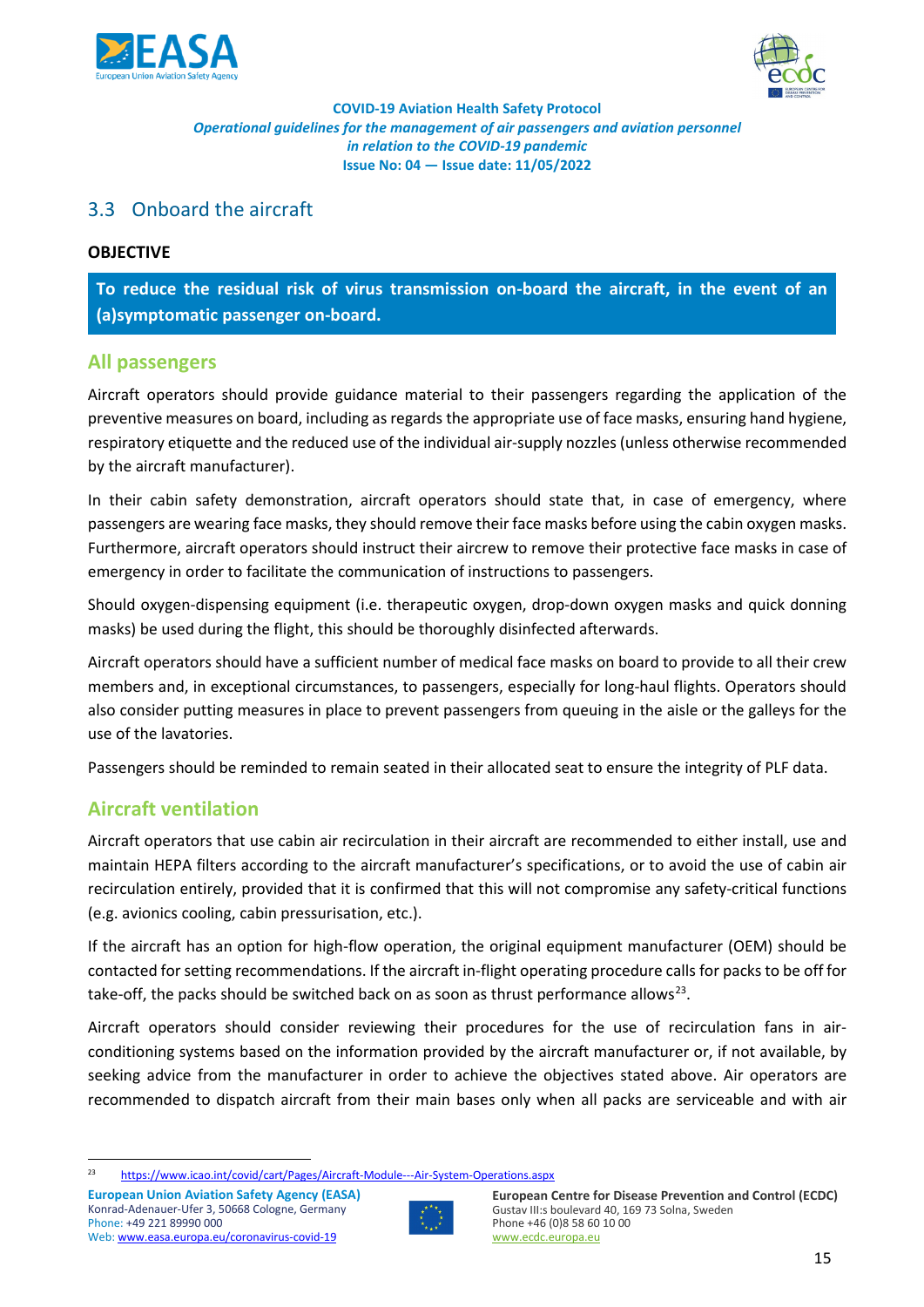## 3.3 Onboard the aircraft

**OBJECTIVE**

**To reduce the residual risk of virus transmission on-board the aircraft, in the event of an (a)symptomatic passenger on-board.**

### All passengers

Aircraft operators should provide guidance material to their passengers regarding the application of the preventive measures on board, including as regards the appropriate use of face masks, ensuring hand hygiene, respiratory etiquette and the reduced use of the individual air-supply nozzles (unless otherwise recommended by the aircraft manufacturer).

In their cabin safety demonstration, aircraft operators should state that, in case of emergency, where passengers are wearing face masks, they should remove their face masks before using the cabin oxygen masks. Furthermore, aircraft operators should instruct their aircrew to remove their protective face masks in case of emergency in order to facilitate the communication of instructions to passengers.

Should oxygen-dispensing equipment (i.e. therapeutic oxygen, drop-down oxygen masks and quick donning masks) be used during the flight, this should be thoroughly disinfected afterwards.

Aircraft operators should have a sufficient number of medical face masks on board to provide to all their crew members and, in exceptional circumstances, to passengers, especially for long-haul flights. Operators should also consider putting measures in place to prevent passengers from queuing in the aisle or the galleys for the use of the lavatories.

Passengers should be reminded to remain seated in their allocated seat to ensure the integrity of PLF data.

### Aircraft ventilation

Aircraft operators that use cabin air recirculation in their aircraft are recommended to either install, use and maintain HEPA filters according to the aircraft manufacturer's specifications, or to avoid the use of cabin air recirculation entirely, provided that it is confirmed that this will not compromise any safety-critical functions (e.g. avionics cooling, cabin pressurisation, etc.).

If the aircraft has an option for high-flow operation, the original equipment manufacturer (OEM) should be contacted for setting recommendations. If the aircraft in-flight operating procedure calls for packs to be off for take-off, the packs should be switched back on as soon as thrust performance allows[23].

Aircraft operators should consider reviewing their procedures for the use of recirculation fans in air-conditioning systems based on the information provided by the aircraft manufacturer or, if not available, by seeking advice from the manufacturer in order to achieve the objectives stated above. Air operators are recommended to dispatch aircraft from their main bases only when all packs are serviceable and with air

[23] https://www.icao.int/covid/cart/Pages/Aircraft-Module---Air-System-Operations.aspx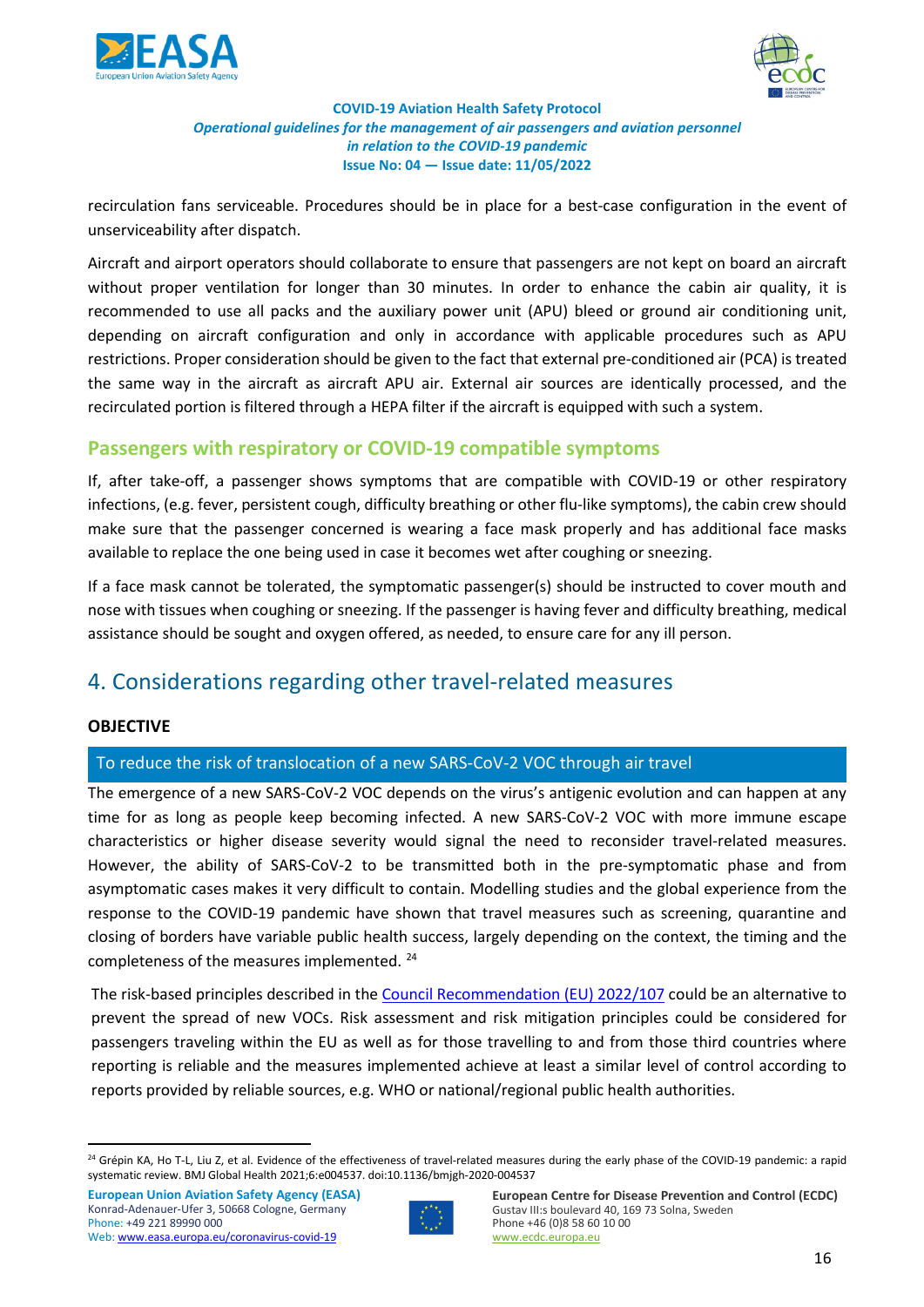recirculation fans serviceable. Procedures should be in place for a best-case configuration in the event of unserviceability after dispatch.

Aircraft and airport operators should collaborate to ensure that passengers are not kept on board an aircraft without proper ventilation for longer than 30 minutes. In order to enhance the cabin air quality, it is recommended to use all packs and the auxiliary power unit (APU) bleed or ground air conditioning unit, depending on aircraft configuration and only in accordance with applicable procedures such as APU restrictions. Proper consideration should be given to the fact that external pre-conditioned air (PCA) is treated the same way in the aircraft as aircraft APU air. External air sources are identically processed, and the recirculated portion is filtered through a HEPA filter if the aircraft is equipped with such a system.

### Passengers with respiratory or COVID-19 compatible symptoms

If, after take-off, a passenger shows symptoms that are compatible with COVID-19 or other respiratory infections, (e.g. fever, persistent cough, difficulty breathing or other flu-like symptoms), the cabin crew should make sure that the passenger concerned is wearing a face mask properly and has additional face masks available to replace the one being used in case it becomes wet after coughing or sneezing.

If a face mask cannot be tolerated, the symptomatic passenger(s) should be instructed to cover mouth and nose with tissues when coughing or sneezing. If the passenger is having fever and difficulty breathing, medical assistance should be sought and oxygen offered, as needed, to ensure care for any ill person.

## 4. Considerations regarding other travel-related measures

**OBJECTIVE**

To reduce the risk of translocation of a new SARS-CoV-2 VOC through air travel

The emergence of a new SARS-CoV-2 VOC depends on the virus's antigenic evolution and can happen at any time for as long as people keep becoming infected. A new SARS-CoV-2 VOC with more immune escape characteristics or higher disease severity would signal the need to reconsider travel-related measures. However, the ability of SARS-CoV-2 to be transmitted both in the pre-symptomatic phase and from asymptomatic cases makes it very difficult to contain. Modelling studies and the global experience from the response to the COVID-19 pandemic have shown that travel measures such as screening, quarantine and closing of borders have variable public health success, largely depending on the context, the timing and the completeness of the measures implemented. [24]

The risk-based principles described in the Council Recommendation (EU) 2022/107 could be an alternative to prevent the spread of new VOCs. Risk assessment and risk mitigation principles could be considered for passengers traveling within the EU as well as for those travelling to and from those third countries where reporting is reliable and the measures implemented achieve at least a similar level of control according to reports provided by reliable sources, e.g. WHO or national/regional public health authorities.

---

[24] Grépin KA, Ho T-L, Liu Z, et al. Evidence of the effectiveness of travel-related measures during the early phase of the COVID-19 pandemic: a rapid systematic review. BMJ Global Health 2021;6:e004537. doi:10.1136/bmjgh-2020-004537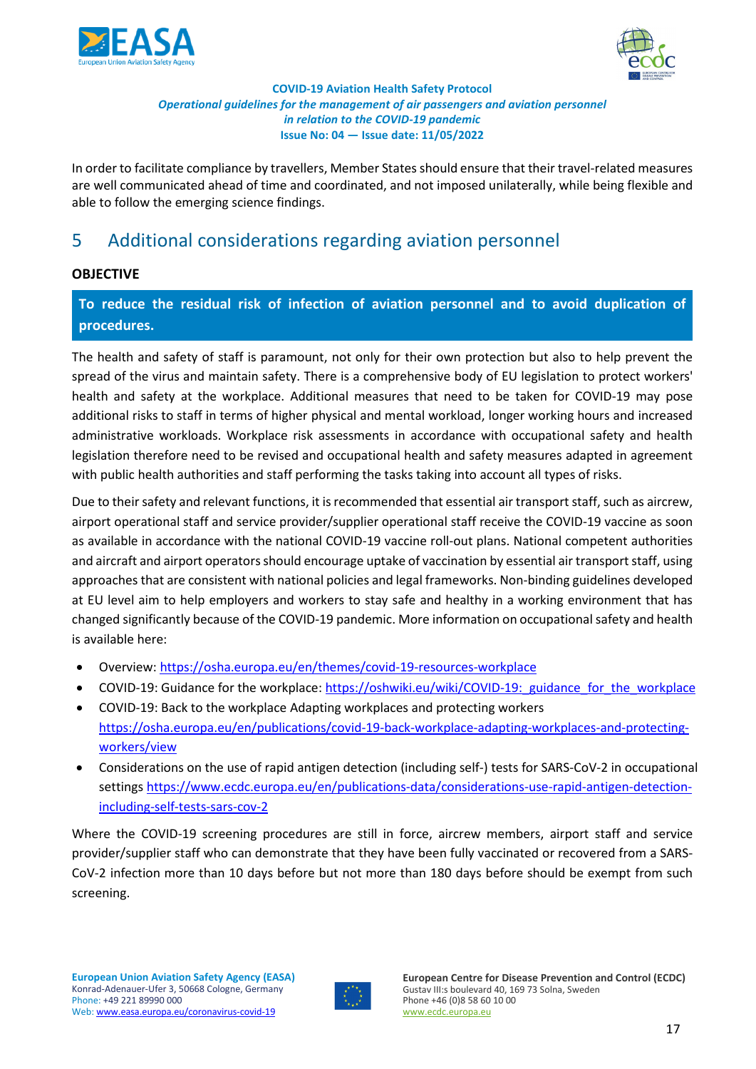In order to facilitate compliance by travellers, Member States should ensure that their travel-related measures are well communicated ahead of time and coordinated, and not imposed unilaterally, while being flexible and able to follow the emerging science findings.

# 5 Additional considerations regarding aviation personnel

**OBJECTIVE**

**To reduce the residual risk of infection of aviation personnel and to avoid duplication of procedures.**

The health and safety of staff is paramount, not only for their own protection but also to help prevent the spread of the virus and maintain safety. There is a comprehensive body of EU legislation to protect workers' health and safety at the workplace. Additional measures that need to be taken for COVID-19 may pose additional risks to staff in terms of higher physical and mental workload, longer working hours and increased administrative workloads. Workplace risk assessments in accordance with occupational safety and health legislation therefore need to be revised and occupational health and safety measures adapted in agreement with public health authorities and staff performing the tasks taking into account all types of risks.

Due to their safety and relevant functions, it is recommended that essential air transport staff, such as aircrew, airport operational staff and service provider/supplier operational staff receive the COVID-19 vaccine as soon as available in accordance with the national COVID-19 vaccine roll-out plans. National competent authorities and aircraft and airport operators should encourage uptake of vaccination by essential air transport staff, using approaches that are consistent with national policies and legal frameworks. Non-binding guidelines developed at EU level aim to help employers and workers to stay safe and healthy in a working environment that has changed significantly because of the COVID-19 pandemic. More information on occupational safety and health is available here:

- Overview: https://osha.europa.eu/en/themes/covid-19-resources-workplace
- COVID-19: Guidance for the workplace: https://oshwiki.eu/wiki/COVID-19:_guidance_for_the_workplace
- COVID-19: Back to the workplace Adapting workplaces and protecting workers https://osha.europa.eu/en/publications/covid-19-back-workplace-adapting-workplaces-and-protecting-workers/view
- Considerations on the use of rapid antigen detection (including self-) tests for SARS-CoV-2 in occupational settings https://www.ecdc.europa.eu/en/publications-data/considerations-use-rapid-antigen-detection-including-self-tests-sars-cov-2

Where the COVID-19 screening procedures are still in force, aircrew members, airport staff and service provider/supplier staff who can demonstrate that they have been fully vaccinated or recovered from a SARS-CoV-2 infection more than 10 days before but not more than 180 days before should be exempt from such screening.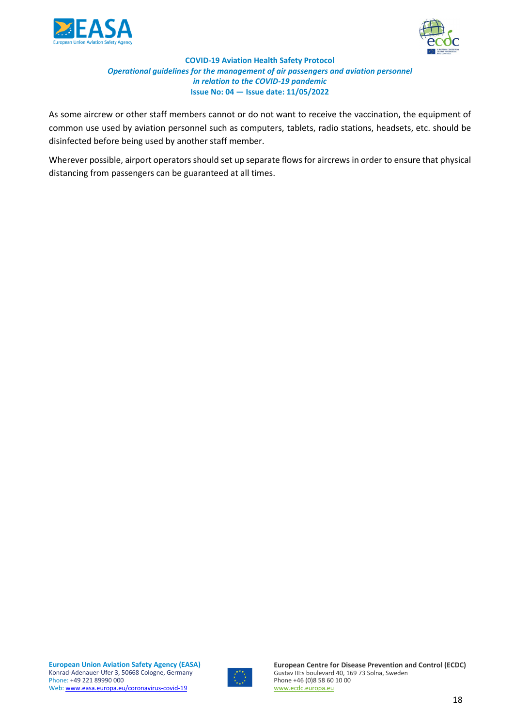As some aircrew or other staff members cannot or do not want to receive the vaccination, the equipment of common use used by aviation personnel such as computers, tablets, radio stations, headsets, etc. should be disinfected before being used by another staff member.

Wherever possible, airport operators should set up separate flows for aircrews in order to ensure that physical distancing from passengers can be guaranteed at all times.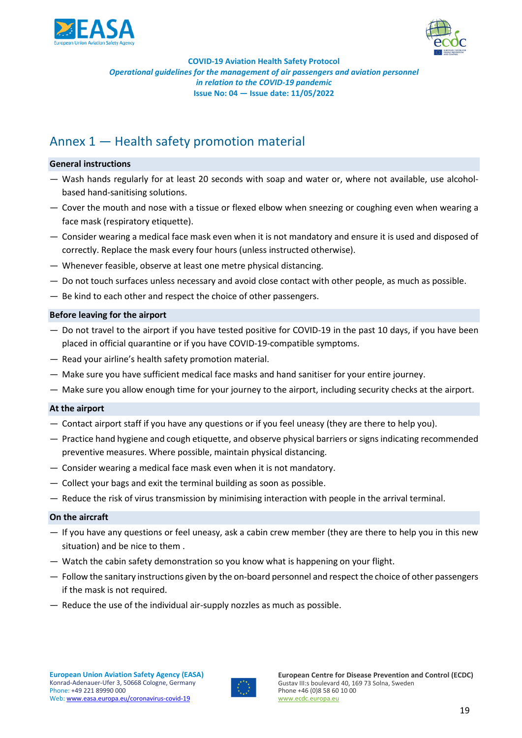## Annex 1 — Health safety promotion material

### General instructions

- Wash hands regularly for at least 20 seconds with soap and water or, where not available, use alcohol-based hand-sanitising solutions.
- Cover the mouth and nose with a tissue or flexed elbow when sneezing or coughing even when wearing a face mask (respiratory etiquette).
- Consider wearing a medical face mask even when it is not mandatory and ensure it is used and disposed of correctly. Replace the mask every four hours (unless instructed otherwise).
- Whenever feasible, observe at least one metre physical distancing.
- Do not touch surfaces unless necessary and avoid close contact with other people, as much as possible.
- Be kind to each other and respect the choice of other passengers.

### Before leaving for the airport

- Do not travel to the airport if you have tested positive for COVID-19 in the past 10 days, if you have been placed in official quarantine or if you have COVID-19-compatible symptoms.
- Read your airline's health safety promotion material.
- Make sure you have sufficient medical face masks and hand sanitiser for your entire journey.
- Make sure you allow enough time for your journey to the airport, including security checks at the airport.

### At the airport

- Contact airport staff if you have any questions or if you feel uneasy (they are there to help you).
- Practice hand hygiene and cough etiquette, and observe physical barriers or signs indicating recommended preventive measures. Where possible, maintain physical distancing.
- Consider wearing a medical face mask even when it is not mandatory.
- Collect your bags and exit the terminal building as soon as possible.
- Reduce the risk of virus transmission by minimising interaction with people in the arrival terminal.

### On the aircraft

- If you have any questions or feel uneasy, ask a cabin crew member (they are there to help you in this new situation) and be nice to them .
- Watch the cabin safety demonstration so you know what is happening on your flight.
- Follow the sanitary instructions given by the on-board personnel and respect the choice of other passengers if the mask is not required.
- Reduce the use of the individual air-supply nozzles as much as possible.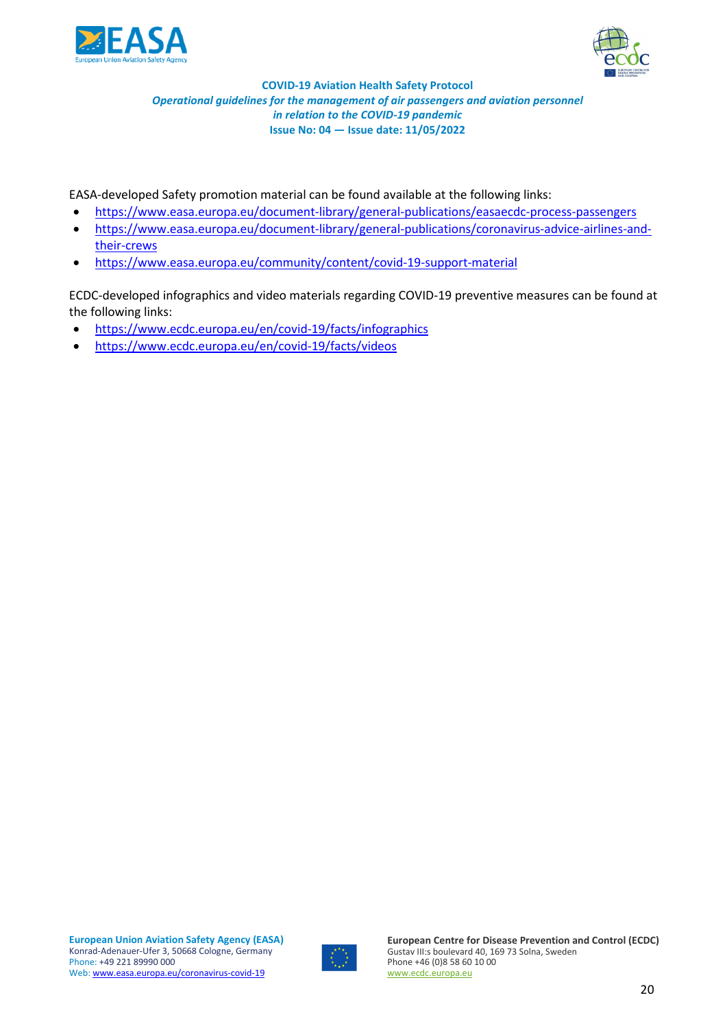EASA-developed Safety promotion material can be found available at the following links:

- https://www.easa.europa.eu/document-library/general-publications/easaecdc-process-passengers
- https://www.easa.europa.eu/document-library/general-publications/coronavirus-advice-airlines-and-their-crews
- https://www.easa.europa.eu/community/content/covid-19-support-material

ECDC-developed infographics and video materials regarding COVID-19 preventive measures can be found at the following links:

- https://www.ecdc.europa.eu/en/covid-19/facts/infographics
- https://www.ecdc.europa.eu/en/covid-19/facts/videos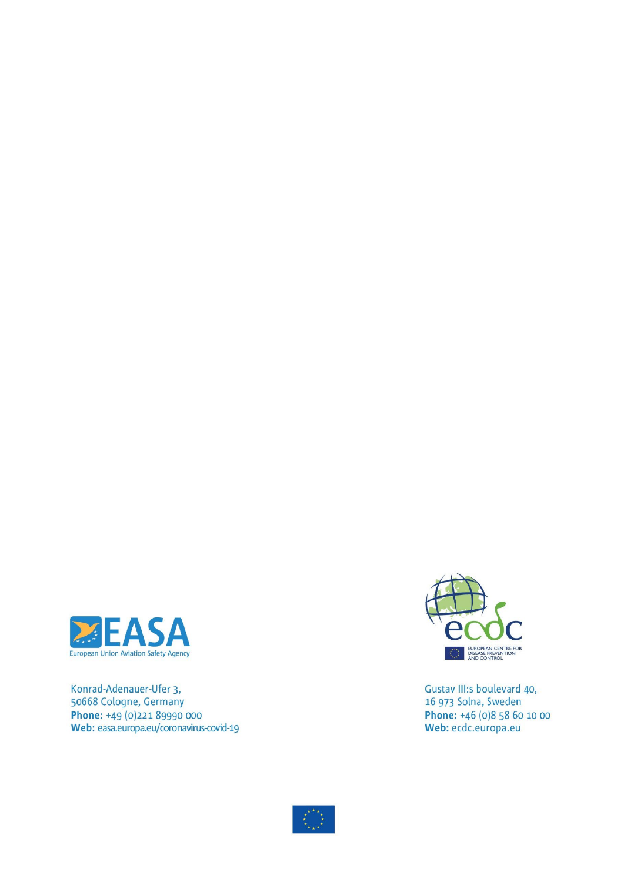EASA

European Union Aviation Safety Agency

Konrad-Adenauer-Ufer 3,
50668 Cologne, Germany
**Phone:** +49 (0)221 89990 000
**Web:** easa.europa.eu/coronavirus-covid-19

ecdc

EUROPEAN CENTRE FOR DISEASE PREVENTION AND CONTROL

Gustav III:s boulevard 40,
16 973 Solna, Sweden
**Phone:** +46 (0)8 58 60 10 00
**Web:** ecdc.europa.eu